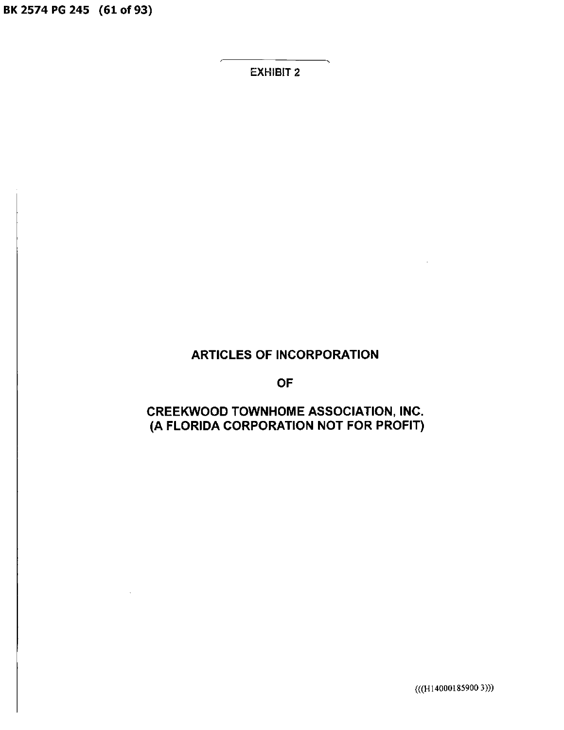EXHIBIT 2

# ARTICLES OF INCORPORATION

# OF

# CREEKWOOD TOWNHOME ASSOCIATION, INC.
# (A FLORIDA CORPORATION NOT FOR PROFIT)

(((H14000185900 3)))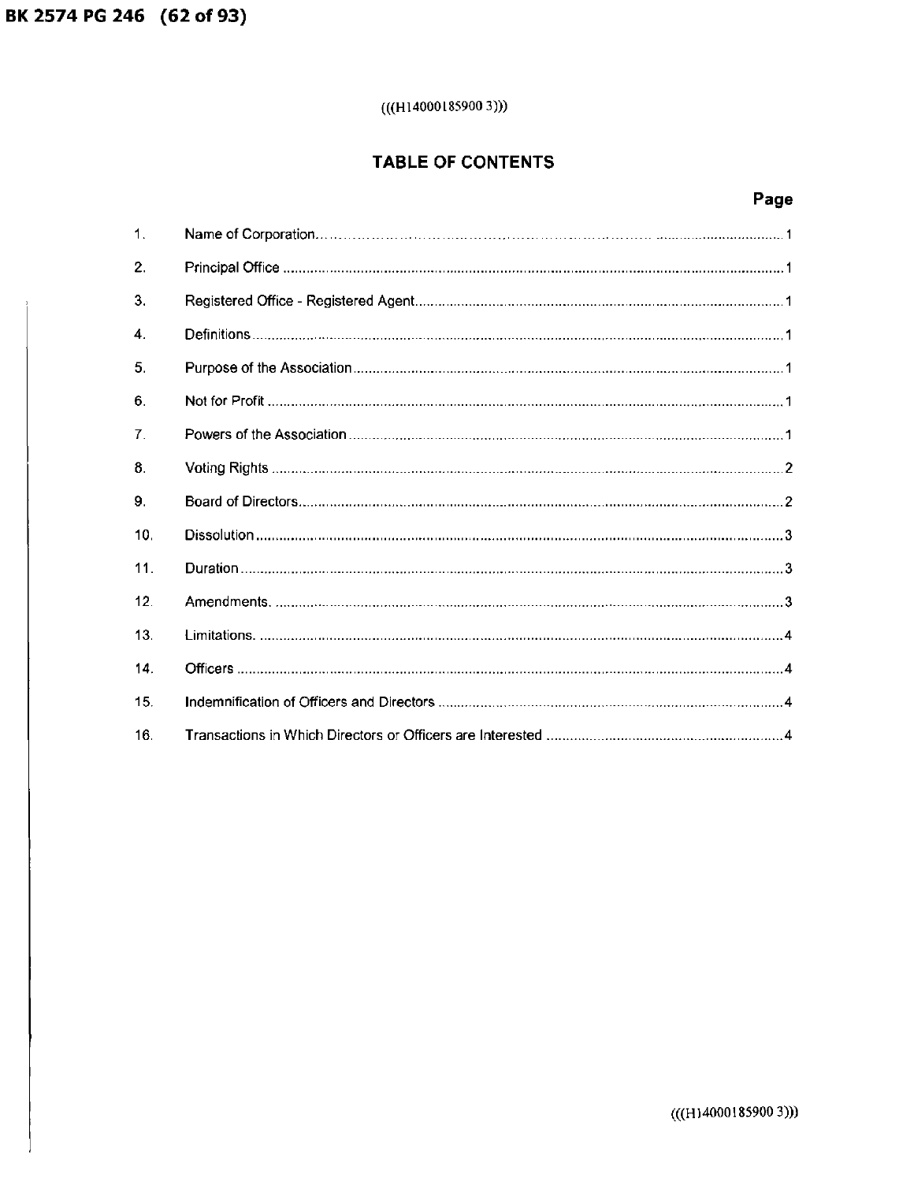## TABLE OF CONTENTS

| | | Page |
|---|---|---|
| 1. | Name of Corporation | 1 |
| 2. | Principal Office | 1 |
| 3. | Registered Office - Registered Agent | 1 |
| 4. | Definitions | 1 |
| 5. | Purpose of the Association | 1 |
| 6. | Not for Profit | 1 |
| 7. | Powers of the Association | 1 |
| 8. | Voting Rights | 2 |
| 9. | Board of Directors | 2 |
| 10. | Dissolution | 3 |
| 11. | Duration | 3 |
| 12. | Amendments. | 3 |
| 13. | Limitations. | 4 |
| 14. | Officers | 4 |
| 15. | Indemnification of Officers and Directors | 4 |
| 16. | Transactions in Which Directors or Officers are Interested | 4 |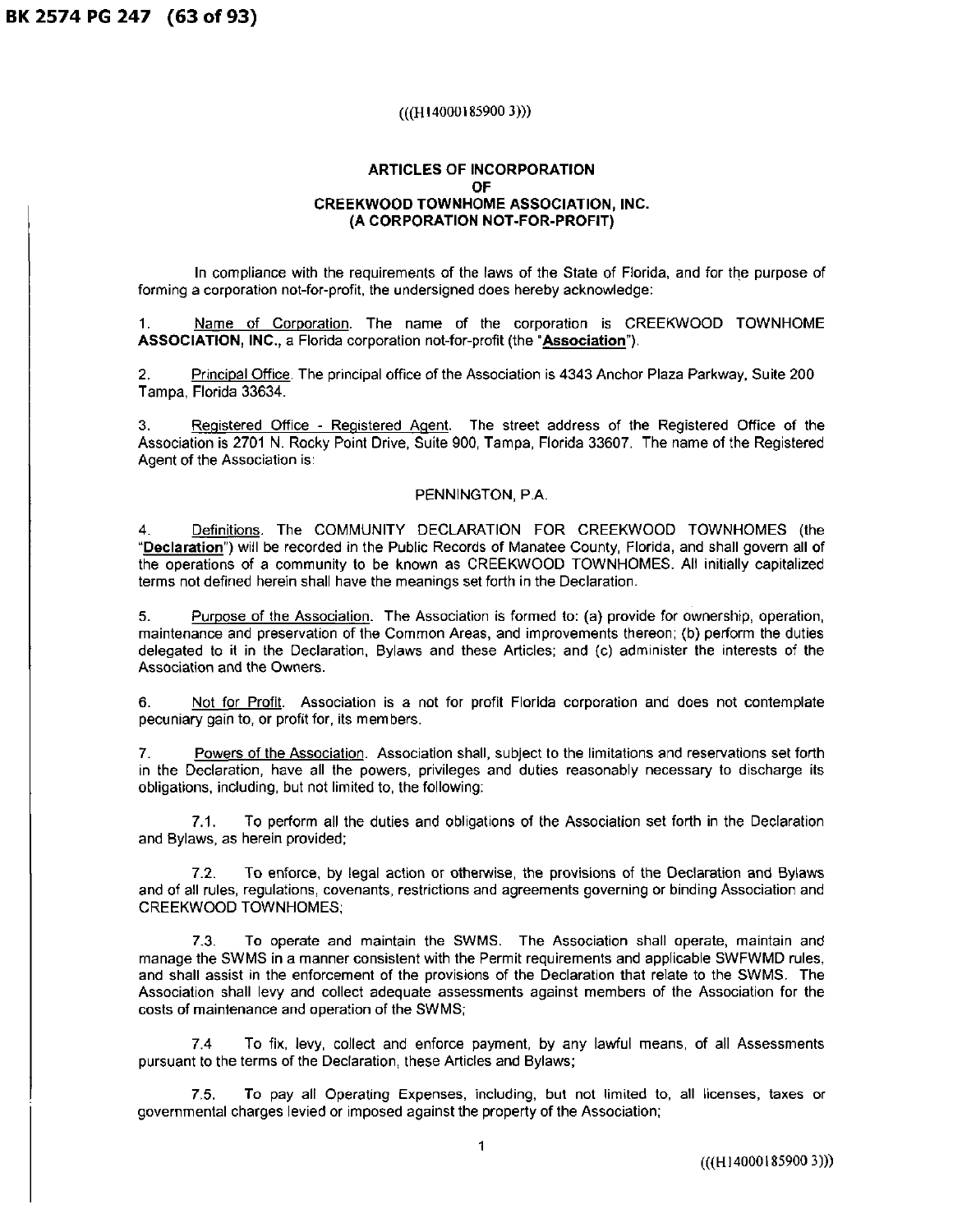(((H14000185900 3)))

# ARTICLES OF INCORPORATION
# OF
# CREEKWOOD TOWNHOME ASSOCIATION, INC.
# (A CORPORATION NOT-FOR-PROFIT)

In compliance with the requirements of the laws of the State of Florida, and for the purpose of forming a corporation not-for-profit, the undersigned does hereby acknowledge:

1. Name of Corporation. The name of the corporation is CREEKWOOD TOWNHOME **ASSOCIATION, INC.**, a Florida corporation not-for-profit (the "**Association**").

2. Principal Office. The principal office of the Association is 4343 Anchor Plaza Parkway, Suite 200 Tampa, Florida 33634.

3. Registered Office - Registered Agent. The street address of the Registered Office of the Association is 2701 N. Rocky Point Drive, Suite 900, Tampa, Florida 33607. The name of the Registered Agent of the Association is:

PENNINGTON, P.A.

4. Definitions. The COMMUNITY DECLARATION FOR CREEKWOOD TOWNHOMES (the "**Declaration**") will be recorded in the Public Records of Manatee County, Florida, and shall govern all of the operations of a community to be known as CREEKWOOD TOWNHOMES. All initially capitalized terms not defined herein shall have the meanings set forth in the Declaration.

5. Purpose of the Association. The Association is formed to: (a) provide for ownership, operation, maintenance and preservation of the Common Areas, and improvements thereon; (b) perform the duties delegated to it in the Declaration, Bylaws and these Articles; and (c) administer the interests of the Association and the Owners.

6. Not for Profit. Association is a not for profit Florida corporation and does not contemplate pecuniary gain to, or profit for, its members.

7. Powers of the Association. Association shall, subject to the limitations and reservations set forth in the Declaration, have all the powers, privileges and duties reasonably necessary to discharge its obligations, including, but not limited to, the following:

7.1. To perform all the duties and obligations of the Association set forth in the Declaration and Bylaws, as herein provided;

7.2. To enforce, by legal action or otherwise, the provisions of the Declaration and Bylaws and of all rules, regulations, covenants, restrictions and agreements governing or binding Association and CREEKWOOD TOWNHOMES;

7.3. To operate and maintain the SWMS. The Association shall operate, maintain and manage the SWMS in a manner consistent with the Permit requirements and applicable SWFWMD rules, and shall assist in the enforcement of the provisions of the Declaration that relate to the SWMS. The Association shall levy and collect adequate assessments against members of the Association for the costs of maintenance and operation of the SWMS;

7.4 To fix, levy, collect and enforce payment, by any lawful means, of all Assessments pursuant to the terms of the Declaration, these Articles and Bylaws;

7.5. To pay all Operating Expenses, including, but not limited to, all licenses, taxes or governmental charges levied or imposed against the property of the Association;

(((H14000185900 3)))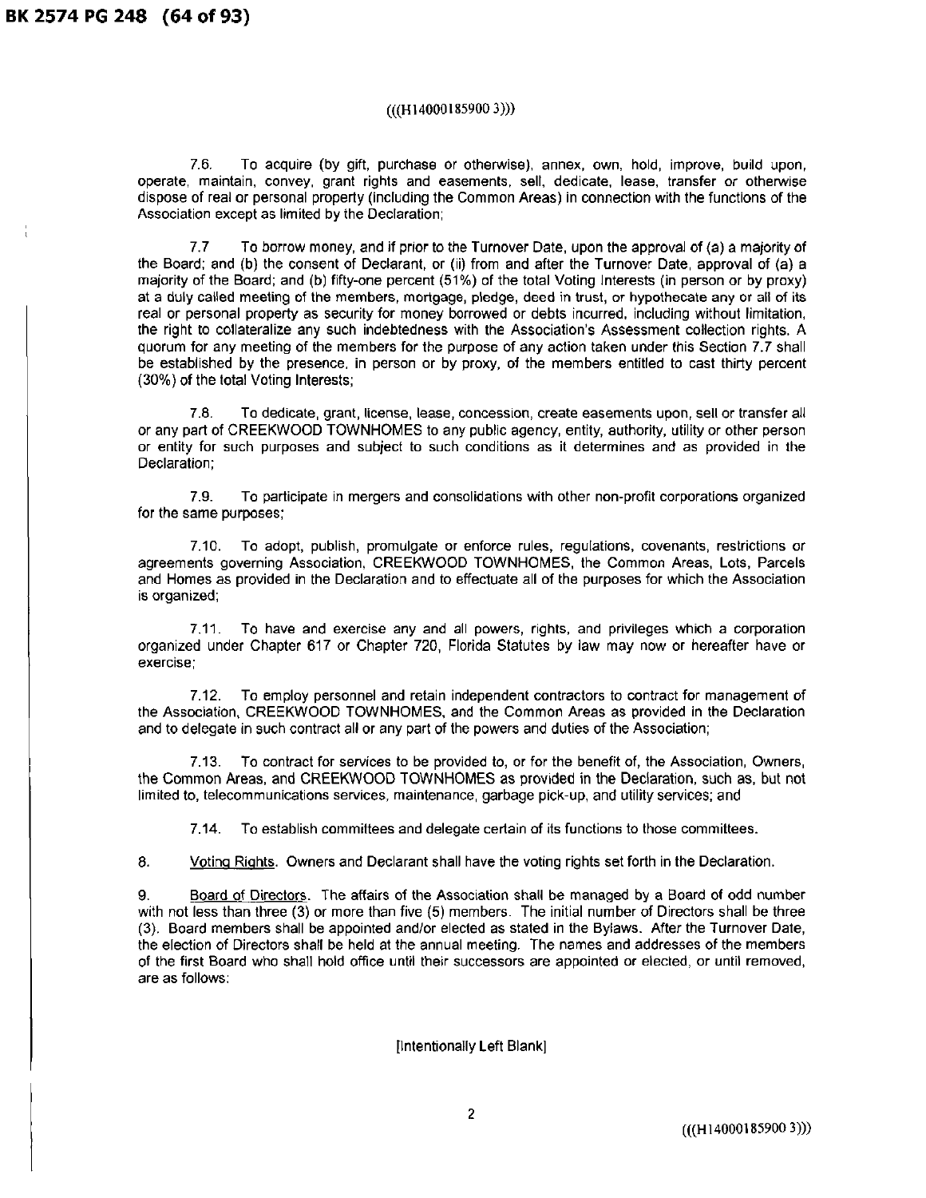7.6. To acquire (by gift, purchase or otherwise), annex, own, hold, improve, build upon, operate, maintain, convey, grant rights and easements, sell, dedicate, lease, transfer or otherwise dispose of real or personal property (including the Common Areas) in connection with the functions of the Association except as limited by the Declaration;

7.7 To borrow money, and if prior to the Turnover Date, upon the approval of (a) a majority of the Board; and (b) the consent of Declarant, or (ii) from and after the Turnover Date, approval of (a) a majority of the Board; and (b) fifty-one percent (51%) of the total Voting Interests (in person or by proxy) at a duly called meeting of the members, mortgage, pledge, deed in trust, or hypothecate any or all of its real or personal property as security for money borrowed or debts incurred, including without limitation, the right to collateralize any such indebtedness with the Association's Assessment collection rights. A quorum for any meeting of the members for the purpose of any action taken under this Section 7.7 shall be established by the presence, in person or by proxy, of the members entitled to cast thirty percent (30%) of the total Voting Interests;

7.8. To dedicate, grant, license, lease, concession, create easements upon, sell or transfer all or any part of CREEKWOOD TOWNHOMES to any public agency, entity, authority, utility or other person or entity for such purposes and subject to such conditions as it determines and as provided in the Declaration;

7.9. To participate in mergers and consolidations with other non-profit corporations organized for the same purposes;

7.10. To adopt, publish, promulgate or enforce rules, regulations, covenants, restrictions or agreements governing Association, CREEKWOOD TOWNHOMES, the Common Areas, Lots, Parcels and Homes as provided in the Declaration and to effectuate all of the purposes for which the Association is organized;

7.11. To have and exercise any and all powers, rights, and privileges which a corporation organized under Chapter 617 or Chapter 720, Florida Statutes by law may now or hereafter have or exercise;

7.12. To employ personnel and retain independent contractors to contract for management of the Association, CREEKWOOD TOWNHOMES, and the Common Areas as provided in the Declaration and to delegate in such contract all or any part of the powers and duties of the Association;

7.13. To contract for services to be provided to, or for the benefit of, the Association, Owners, the Common Areas, and CREEKWOOD TOWNHOMES as provided in the Declaration, such as, but not limited to, telecommunications services, maintenance, garbage pick-up, and utility services; and

7.14. To establish committees and delegate certain of its functions to those committees.

8. Voting Rights. Owners and Declarant shall have the voting rights set forth in the Declaration.

9. Board of Directors. The affairs of the Association shall be managed by a Board of odd number with not less than three (3) or more than five (5) members. The initial number of Directors shall be three (3). Board members shall be appointed and/or elected as stated in the Bylaws. After the Turnover Date, the election of Directors shall be held at the annual meeting. The names and addresses of the members of the first Board who shall hold office until their successors are appointed or elected, or until removed, are as follows:

[Intentionally Left Blank]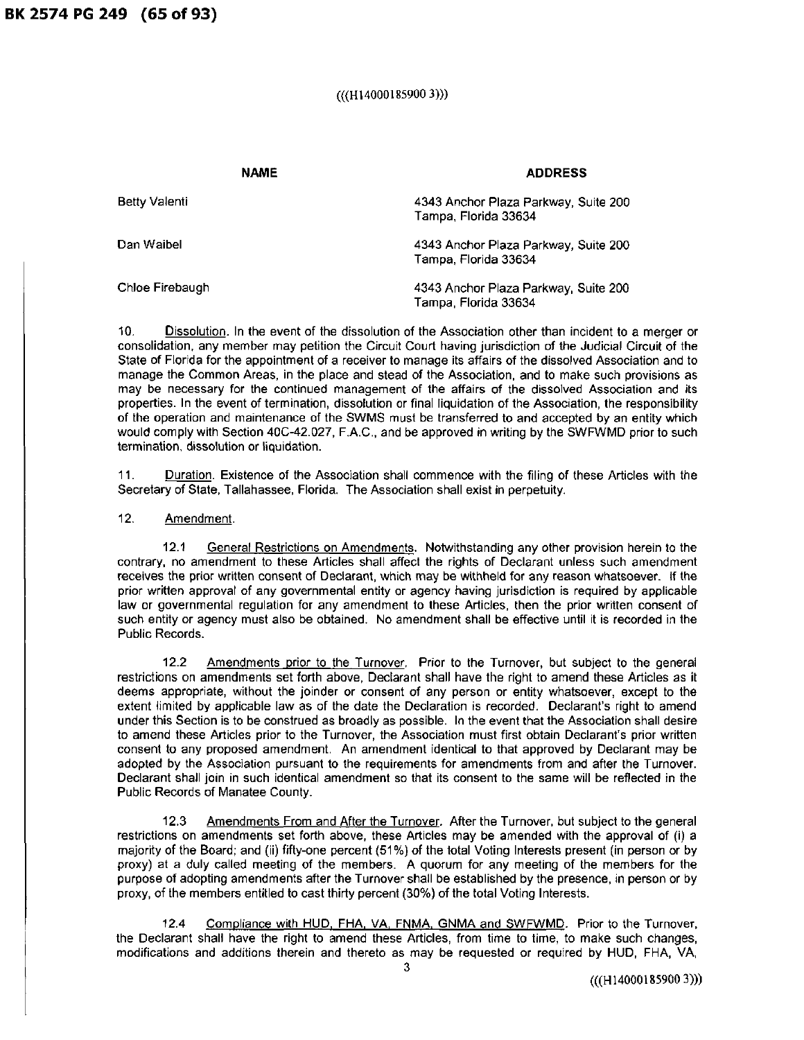(((H14000185900 3)))

| NAME | ADDRESS |
| --- | --- |
| Betty Valenti | 4343 Anchor Plaza Parkway, Suite 200<br>Tampa, Florida 33634 |
| Dan Waibel | 4343 Anchor Plaza Parkway, Suite 200<br>Tampa, Florida 33634 |
| Chloe Firebaugh | 4343 Anchor Plaza Parkway, Suite 200<br>Tampa, Florida 33634 |

10. Dissolution. In the event of the dissolution of the Association other than incident to a merger or consolidation, any member may petition the Circuit Court having jurisdiction of the Judicial Circuit of the State of Florida for the appointment of a receiver to manage its affairs of the dissolved Association and to manage the Common Areas, in the place and stead of the Association, and to make such provisions as may be necessary for the continued management of the affairs of the dissolved Association and its properties. In the event of termination, dissolution or final liquidation of the Association, the responsibility of the operation and maintenance of the SWMS must be transferred to and accepted by an entity which would comply with Section 40C-42.027, F.A.C., and be approved in writing by the SWFWMD prior to such termination, dissolution or liquidation.

11. Duration. Existence of the Association shall commence with the filing of these Articles with the Secretary of State, Tallahassee, Florida. The Association shall exist in perpetuity.

12. Amendment.

12.1 General Restrictions on Amendments. Notwithstanding any other provision herein to the contrary, no amendment to these Articles shall affect the rights of Declarant unless such amendment receives the prior written consent of Declarant, which may be withheld for any reason whatsoever. If the prior written approval of any governmental entity or agency having jurisdiction is required by applicable law or governmental regulation for any amendment to these Articles, then the prior written consent of such entity or agency must also be obtained. No amendment shall be effective until it is recorded in the Public Records.

12.2 Amendments prior to the Turnover. Prior to the Turnover, but subject to the general restrictions on amendments set forth above, Declarant shall have the right to amend these Articles as it deems appropriate, without the joinder or consent of any person or entity whatsoever, except to the extent limited by applicable law as of the date the Declaration is recorded. Declarant's right to amend under this Section is to be construed as broadly as possible. In the event that the Association shall desire to amend these Articles prior to the Turnover, the Association must first obtain Declarant's prior written consent to any proposed amendment. An amendment identical to that approved by Declarant may be adopted by the Association pursuant to the requirements for amendments from and after the Turnover. Declarant shall join in such identical amendment so that its consent to the same will be reflected in the Public Records of Manatee County.

12.3 Amendments From and After the Turnover. After the Turnover, but subject to the general restrictions on amendments set forth above, these Articles may be amended with the approval of (i) a majority of the Board; and (ii) fifty-one percent (51%) of the total Voting Interests present (in person or by proxy) at a duly called meeting of the members. A quorum for any meeting of the members for the purpose of adopting amendments after the Turnover shall be established by the presence, in person or by proxy, of the members entitled to cast thirty percent (30%) of the total Voting Interests.

12.4 Compliance with HUD, FHA, VA, FNMA, GNMA and SWFWMD. Prior to the Turnover, the Declarant shall have the right to amend these Articles, from time to time, to make such changes, modifications and additions therein and thereto as may be requested or required by HUD, FHA, VA,

(((H14000185900 3)))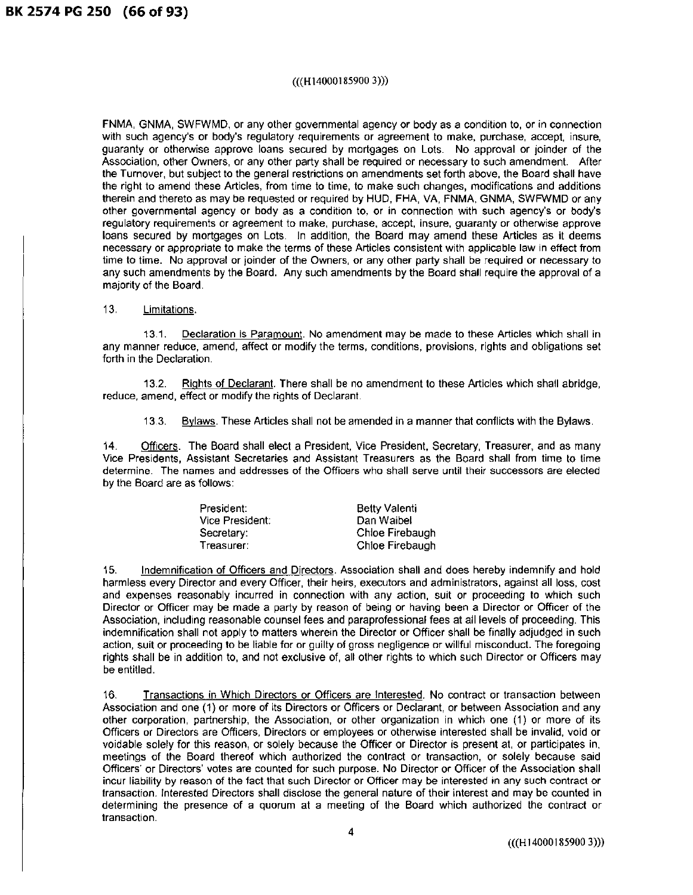FNMA, GNMA, SWFWMD, or any other governmental agency or body as a condition to, or in connection with such agency's or body's regulatory requirements or agreement to make, purchase, accept, insure, guaranty or otherwise approve loans secured by mortgages on Lots. No approval or joinder of the Association, other Owners, or any other party shall be required or necessary to such amendment. After the Turnover, but subject to the general restrictions on amendments set forth above, the Board shall have the right to amend these Articles, from time to time, to make such changes, modifications and additions therein and thereto as may be requested or required by HUD, FHA, VA, FNMA, GNMA, SWFWMD or any other governmental agency or body as a condition to, or in connection with such agency's or body's regulatory requirements or agreement to make, purchase, accept, insure, guaranty or otherwise approve loans secured by mortgages on Lots. In addition, the Board may amend these Articles as it deems necessary or appropriate to make the terms of these Articles consistent with applicable law in effect from time to time. No approval or joinder of the Owners, or any other party shall be required or necessary to any such amendments by the Board. Any such amendments by the Board shall require the approval of a majority of the Board.

13. Limitations.

13.1. Declaration is Paramount. No amendment may be made to these Articles which shall in any manner reduce, amend, affect or modify the terms, conditions, provisions, rights and obligations set forth in the Declaration.

13.2. Rights of Declarant. There shall be no amendment to these Articles which shall abridge, reduce, amend, effect or modify the rights of Declarant.

13.3. Bylaws. These Articles shall not be amended in a manner that conflicts with the Bylaws.

14. Officers. The Board shall elect a President, Vice President, Secretary, Treasurer, and as many Vice Presidents, Assistant Secretaries and Assistant Treasurers as the Board shall from time to time determine. The names and addresses of the Officers who shall serve until their successors are elected by the Board are as follows:

| | |
|---|---|
| President: | Betty Valenti |
| Vice President: | Dan Waibel |
| Secretary: | Chloe Firebaugh |
| Treasurer: | Chloe Firebaugh |

15. Indemnification of Officers and Directors. Association shall and does hereby indemnify and hold harmless every Director and every Officer, their heirs, executors and administrators, against all loss, cost and expenses reasonably incurred in connection with any action, suit or proceeding to which such Director or Officer may be made a party by reason of being or having been a Director or Officer of the Association, including reasonable counsel fees and paraprofessional fees at all levels of proceeding. This indemnification shall not apply to matters wherein the Director or Officer shall be finally adjudged in such action, suit or proceeding to be liable for or guilty of gross negligence or willful misconduct. The foregoing rights shall be in addition to, and not exclusive of, all other rights to which such Director or Officers may be entitled.

16. Transactions in Which Directors or Officers are Interested. No contract or transaction between Association and one (1) or more of its Directors or Officers or Declarant, or between Association and any other corporation, partnership, the Association, or other organization in which one (1) or more of its Officers or Directors are Officers, Directors or employees or otherwise interested shall be invalid, void or voidable solely for this reason, or solely because the Officer or Director is present at, or participates in, meetings of the Board thereof which authorized the contract or transaction, or solely because said Officers' or Directors' votes are counted for such purpose. No Director or Officer of the Association shall incur liability by reason of the fact that such Director or Officer may be interested in any such contract or transaction. Interested Directors shall disclose the general nature of their interest and may be counted in determining the presence of a quorum at a meeting of the Board which authorized the contract or transaction.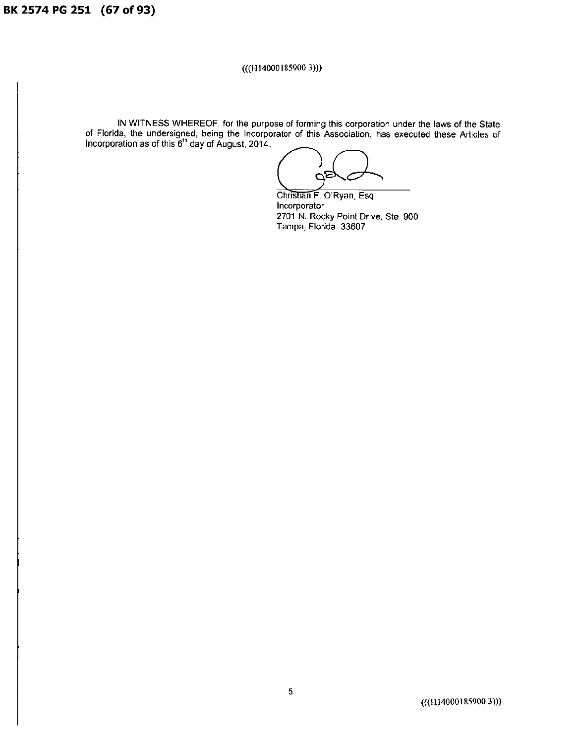IN WITNESS WHEREOF, for the purpose of forming this corporation under the laws of the State of Florida, the undersigned, being the Incorporator of this Association, has executed these Articles of Incorporation as of this 6th day of August, 2014.

Christian F. O'Ryan, Esq.
Incorporator
2701 N. Rocky Point Drive, Ste. 900
Tampa, Florida 33607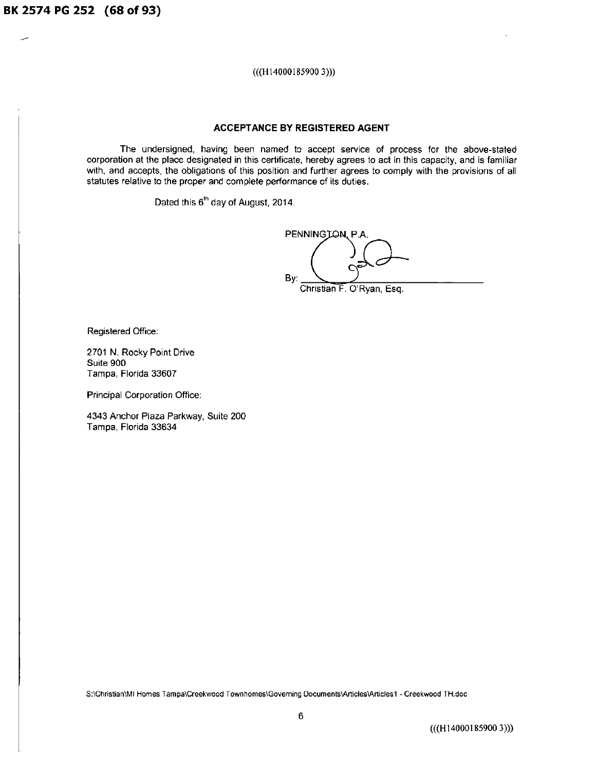(((H14000185900 3)))

## ACCEPTANCE BY REGISTERED AGENT

The undersigned, having been named to accept service of process for the above-stated corporation at the place designated in this certificate, hereby agrees to act in this capacity, and is familiar with, and accepts, the obligations of this position and further agrees to comply with the provisions of all statutes relative to the proper and complete performance of its duties.

Dated this 6th day of August, 2014.

PENNINGTON, P.A.

By: ______________________________
Christian F. O'Ryan, Esq.

Registered Office:

2701 N. Rocky Point Drive
Suite 900
Tampa, Florida 33607

Principal Corporation Office:

4343 Anchor Plaza Parkway, Suite 200
Tampa, Florida 33634

S:\Christian\MI Homes Tampa\Creekwood Townhomes\Governing Documents\Articles\Articles1 - Creekwood TH.doc

(((H14000185900 3)))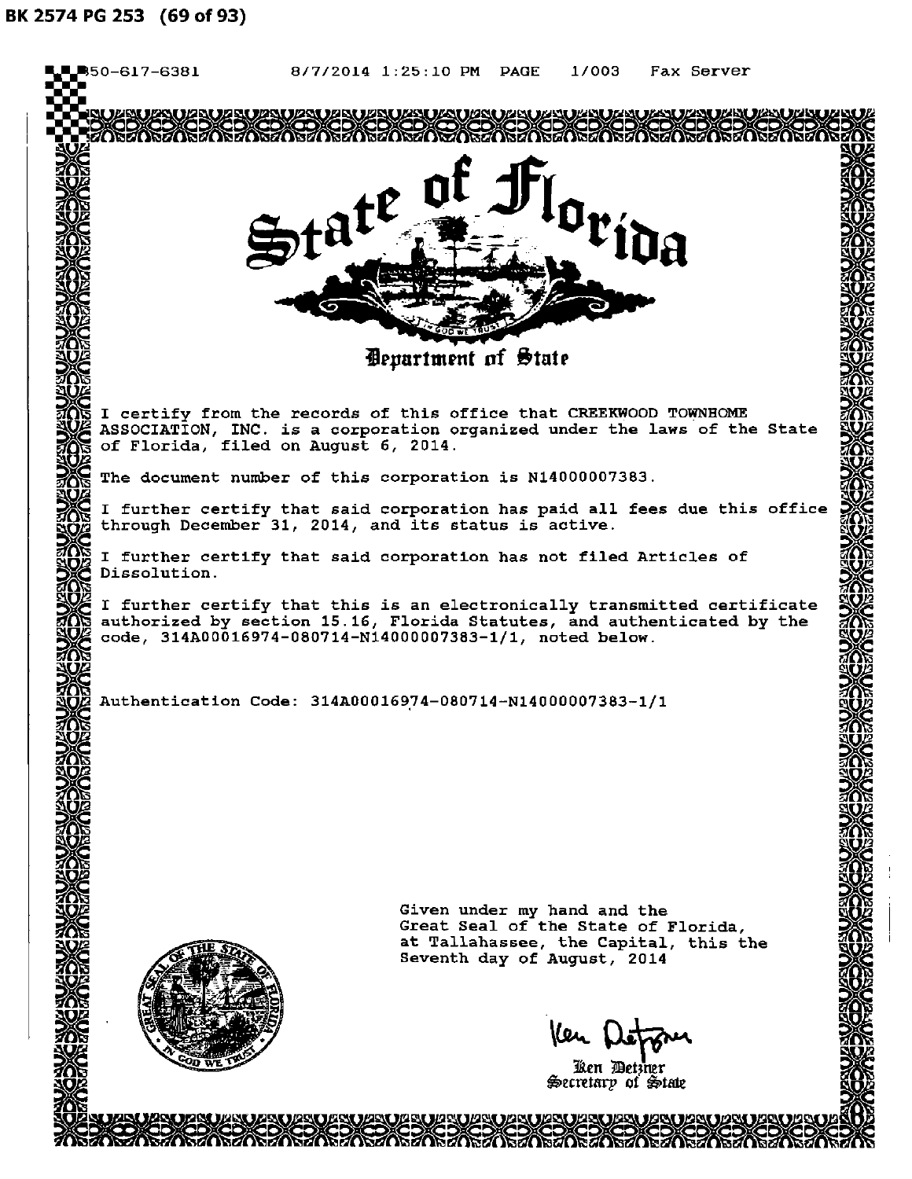# State of Florida

## Department of State

I certify from the records of this office that CREEKWOOD TOWNHOME ASSOCIATION, INC. is a corporation organized under the laws of the State of Florida, filed on August 6, 2014.

The document number of this corporation is N14000007383.

I further certify that said corporation has paid all fees due this office through December 31, 2014, and its status is active.

I further certify that said corporation has not filed Articles of Dissolution.

I further certify that this is an electronically transmitted certificate authorized by section 15.16, Florida Statutes, and authenticated by the code, 314A00016974-080714-N14000007383-1/1, noted below.

Authentication Code: 314A00016974-080714-N14000007383-1/1

Given under my hand and the Great Seal of the State of Florida, at Tallahassee, the Capital, this the Seventh day of August, 2014

Ken Detzner
Secretary of State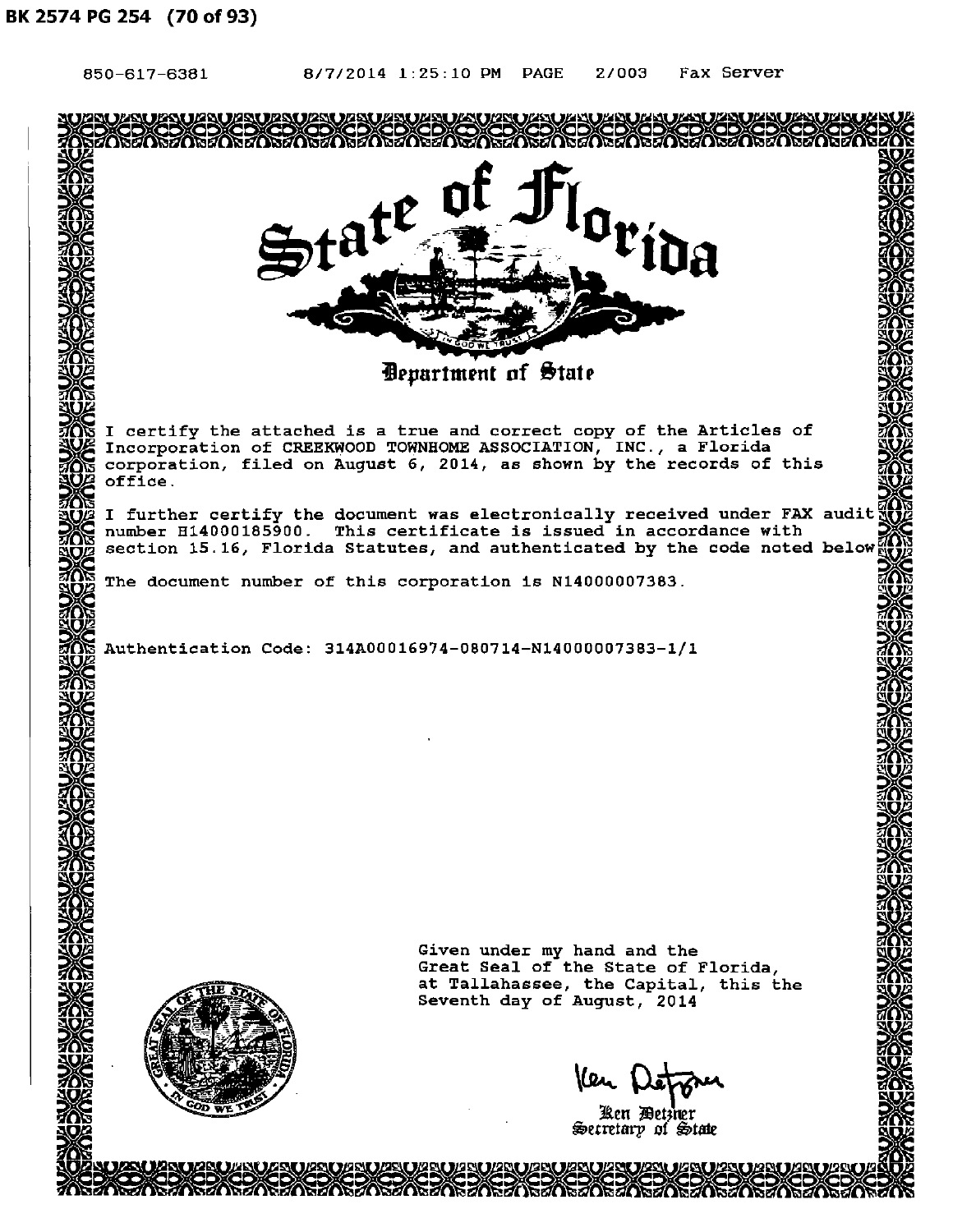# State of Florida

## Department of State

I certify the attached is a true and correct copy of the Articles of Incorporation of CREEKWOOD TOWNHOME ASSOCIATION, INC., a Florida corporation, filed on August 6, 2014, as shown by the records of this office.

I further certify the document was electronically received under FAX audit number H14000185900. This certificate is issued in accordance with section 15.16, Florida Statutes, and authenticated by the code noted below

The document number of this corporation is N14000007383.

Authentication Code: 314A00016974-080714-N14000007383-1/1

Given under my hand and the
Great Seal of the State of Florida,
at Tallahassee, the Capital, this the
Seventh day of August, 2014

Ken Detzner
Secretary of State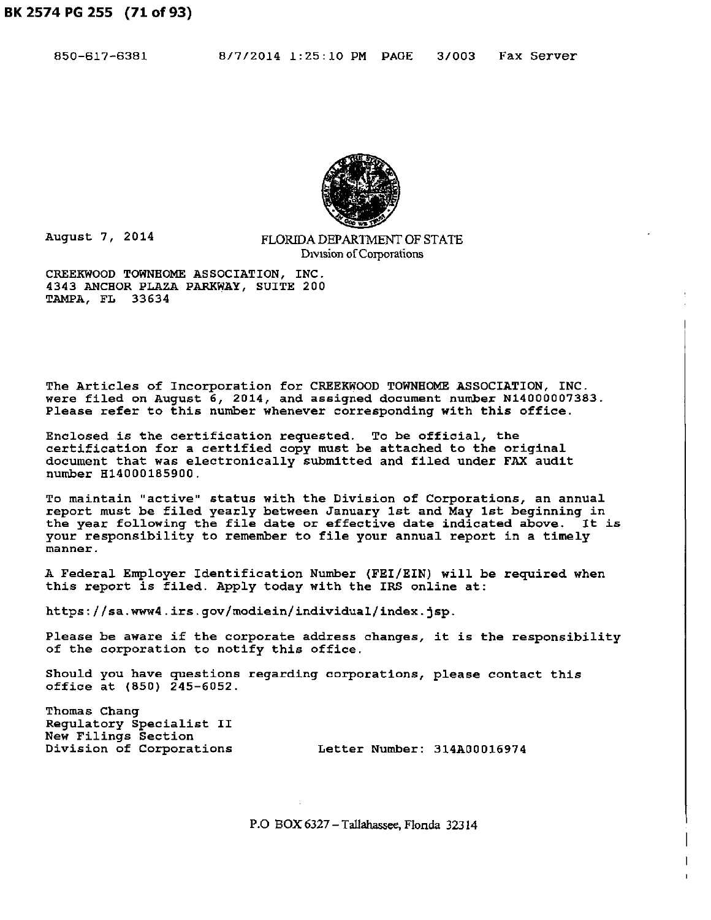August 7, 2014

FLORIDA DEPARTMENT OF STATE
Division of Corporations

CREEKWOOD TOWNHOME ASSOCIATION, INC.
4343 ANCHOR PLAZA PARKWAY, SUITE 200
TAMPA, FL 33634

The Articles of Incorporation for CREEKWOOD TOWNHOME ASSOCIATION, INC. were filed on August 6, 2014, and assigned document number N14000007383. Please refer to this number whenever corresponding with this office.

Enclosed is the certification requested. To be official, the certification for a certified copy must be attached to the original document that was electronically submitted and filed under FAX audit number H14000185900.

To maintain "active" status with the Division of Corporations, an annual report must be filed yearly between January 1st and May 1st beginning in the year following the file date or effective date indicated above. It is your responsibility to remember to file your annual report in a timely manner.

A Federal Employer Identification Number (FEI/EIN) will be required when this report is filed. Apply today with the IRS online at:

https://sa.www4.irs.gov/modiein/individual/index.jsp.

Please be aware if the corporate address changes, it is the responsibility of the corporation to notify this office.

Should you have questions regarding corporations, please contact this office at (850) 245-6052.

Thomas Chang
Regulatory Specialist II
New Filings Section
Division of Corporations

Letter Number: 314A00016974

P.O BOX 6327 – Tallahassee, Florida 32314